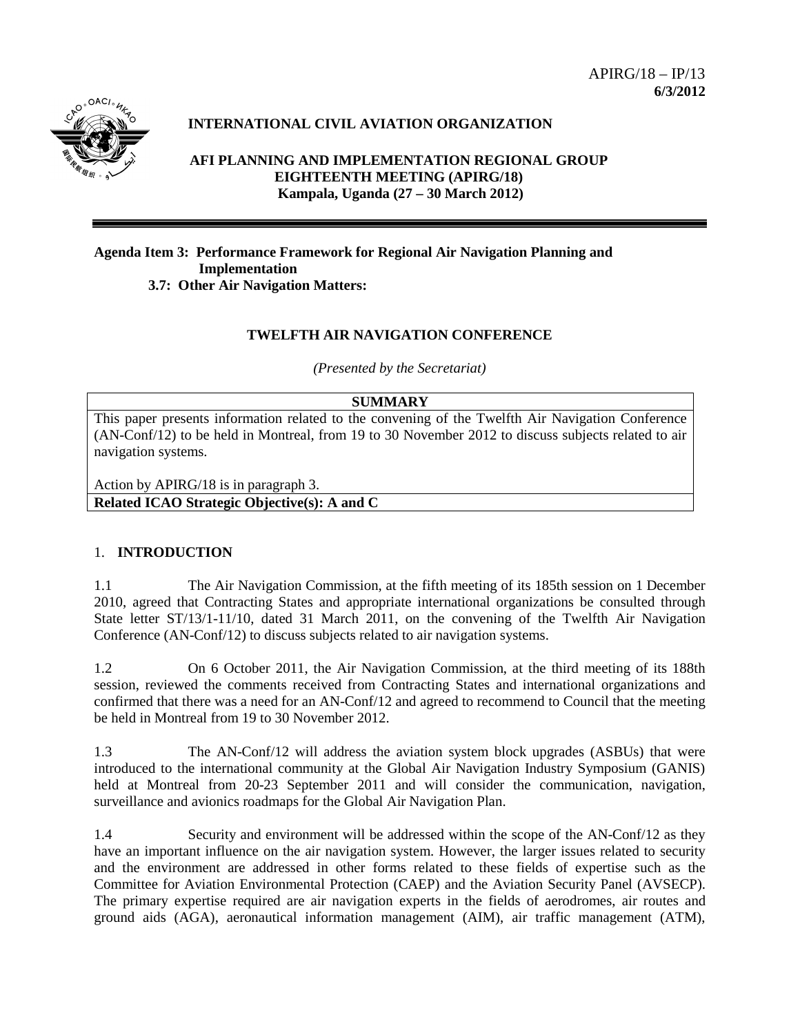APIRG/18 – IP/13
**6/3/2012**

**INTERNATIONAL CIVIL AVIATION ORGANIZATION**

**AFI PLANNING AND IMPLEMENTATION REGIONAL GROUP**
**EIGHTEENTH MEETING (APIRG/18)**
**Kampala, Uganda (27 – 30 March 2012)**

---

**Agenda Item 3: Performance Framework for Regional Air Navigation Planning and Implementation**
**3.7: Other Air Navigation Matters:**

## TWELFTH AIR NAVIGATION CONFERENCE

*(Presented by the Secretariat)*

| **SUMMARY** |
|---|
| This paper presents information related to the convening of the Twelfth Air Navigation Conference (AN-Conf/12) to be held in Montreal, from 19 to 30 November 2012 to discuss subjects related to air navigation systems.<br><br>Action by APIRG/18 is in paragraph 3. |
| **Related ICAO Strategic Objective(s): A and C** |

### 1. INTRODUCTION

1.1 The Air Navigation Commission, at the fifth meeting of its 185th session on 1 December 2010, agreed that Contracting States and appropriate international organizations be consulted through State letter ST/13/1-11/10, dated 31 March 2011, on the convening of the Twelfth Air Navigation Conference (AN-Conf/12) to discuss subjects related to air navigation systems.

1.2 On 6 October 2011, the Air Navigation Commission, at the third meeting of its 188th session, reviewed the comments received from Contracting States and international organizations and confirmed that there was a need for an AN-Conf/12 and agreed to recommend to Council that the meeting be held in Montreal from 19 to 30 November 2012.

1.3 The AN-Conf/12 will address the aviation system block upgrades (ASBUs) that were introduced to the international community at the Global Air Navigation Industry Symposium (GANIS) held at Montreal from 20-23 September 2011 and will consider the communication, navigation, surveillance and avionics roadmaps for the Global Air Navigation Plan.

1.4 Security and environment will be addressed within the scope of the AN-Conf/12 as they have an important influence on the air navigation system. However, the larger issues related to security and the environment are addressed in other forms related to these fields of expertise such as the Committee for Aviation Environmental Protection (CAEP) and the Aviation Security Panel (AVSECP). The primary expertise required are air navigation experts in the fields of aerodromes, air routes and ground aids (AGA), aeronautical information management (AIM), air traffic management (ATM),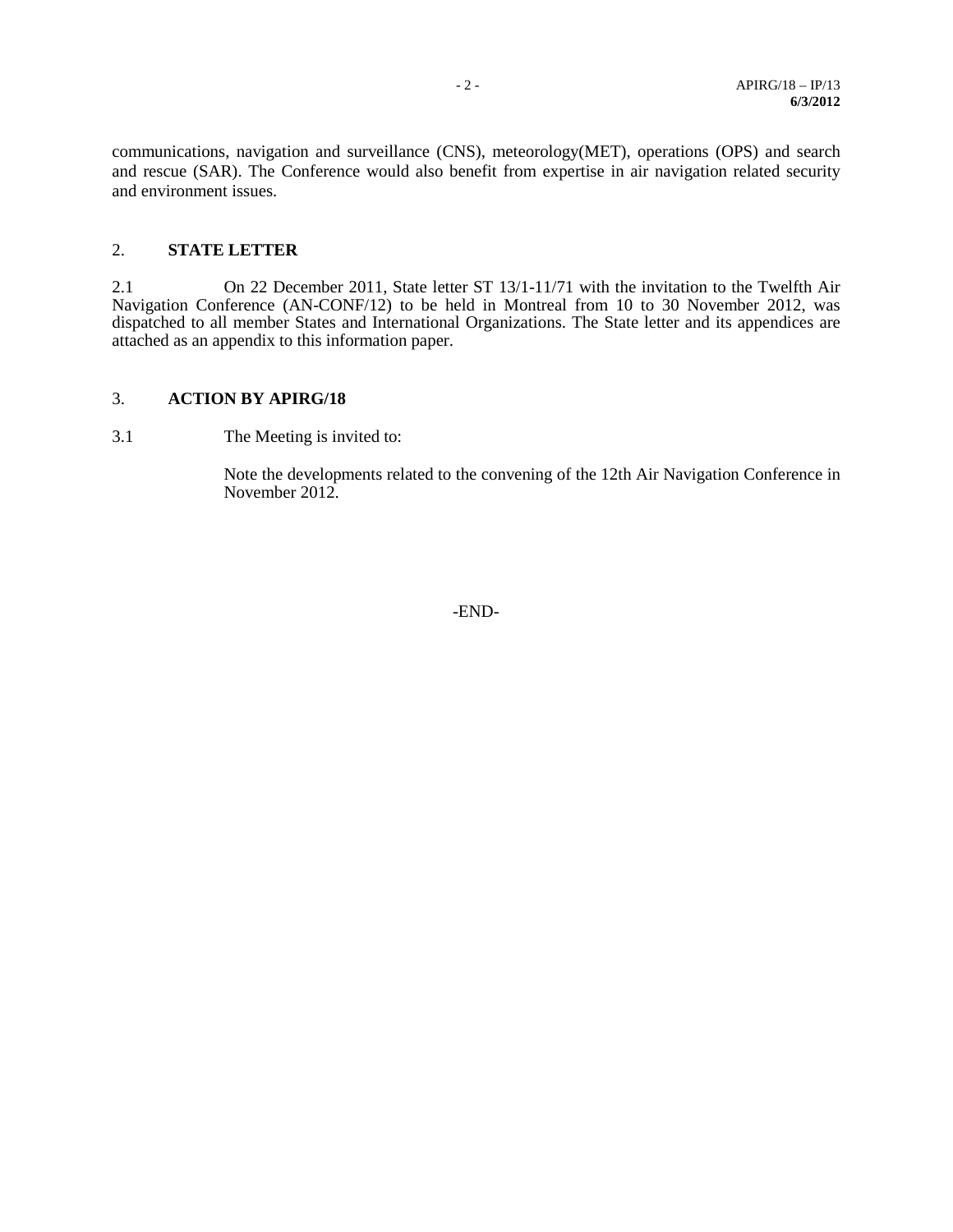communications, navigation and surveillance (CNS), meteorology(MET), operations (OPS) and search and rescue (SAR). The Conference would also benefit from expertise in air navigation related security and environment issues.

## 2. STATE LETTER

2.1 On 22 December 2011, State letter ST 13/1-11/71 with the invitation to the Twelfth Air Navigation Conference (AN-CONF/12) to be held in Montreal from 10 to 30 November 2012, was dispatched to all member States and International Organizations. The State letter and its appendices are attached as an appendix to this information paper.

## 3. ACTION BY APIRG/18

3.1 The Meeting is invited to:

Note the developments related to the convening of the 12th Air Navigation Conference in November 2012.

-END-